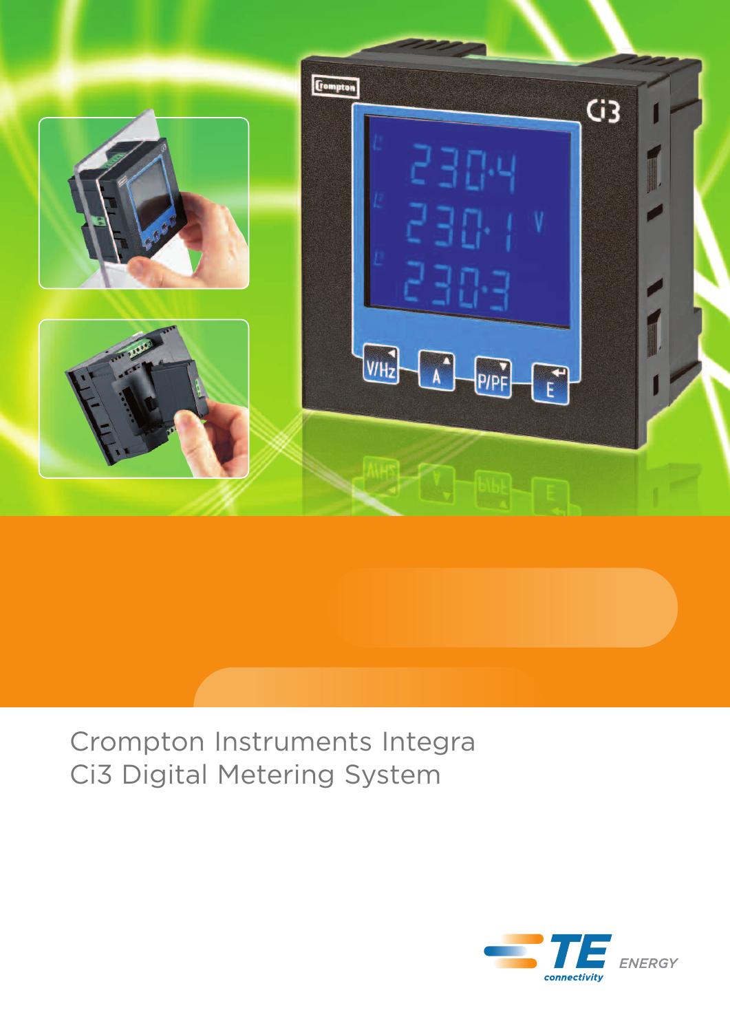# Crompton Instruments Integra Ci3 Digital Metering System

TE connectivity ENERGY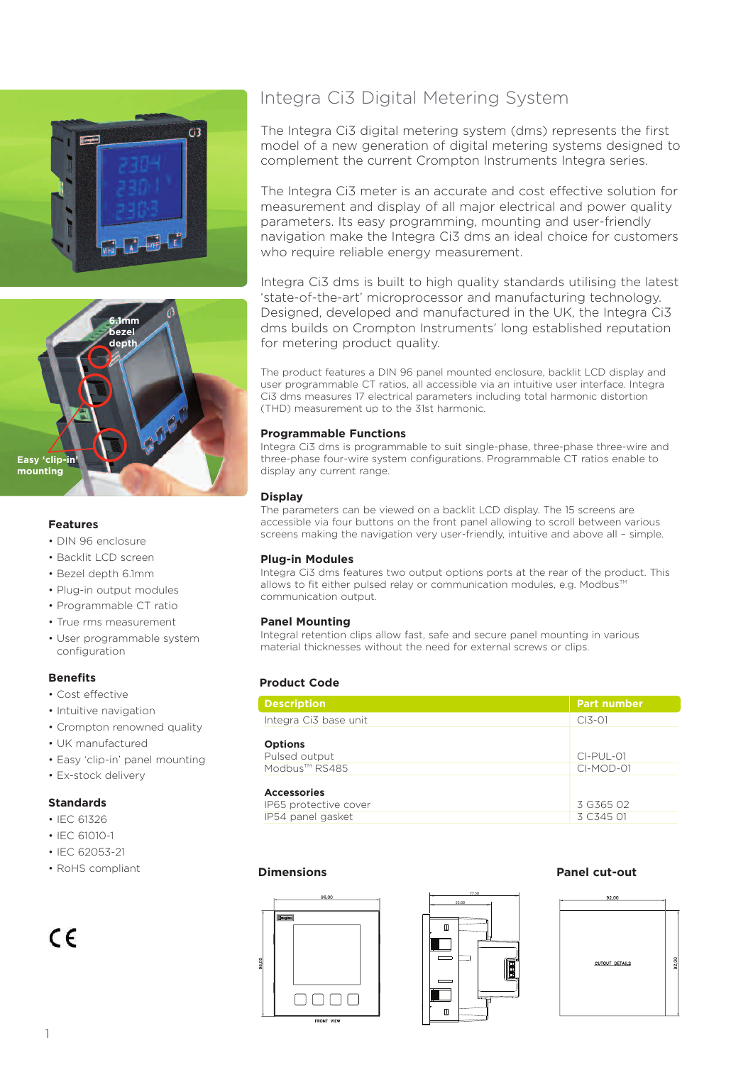# Integra Ci3 Digital Metering System

The Integra Ci3 digital metering system (dms) represents the first model of a new generation of digital metering systems designed to complement the current Crompton Instruments Integra series.

The Integra Ci3 meter is an accurate and cost effective solution for measurement and display of all major electrical and power quality parameters. Its easy programming, mounting and user-friendly navigation make the Integra Ci3 dms an ideal choice for customers who require reliable energy measurement.

Integra Ci3 dms is built to high quality standards utilising the latest 'state-of-the-art' microprocessor and manufacturing technology. Designed, developed and manufactured in the UK, the Integra Ci3 dms builds on Crompton Instruments' long established reputation for metering product quality.

The product features a DIN 96 panel mounted enclosure, backlit LCD display and user programmable CT ratios, all accessible via an intuitive user interface. Integra Ci3 dms measures 17 electrical parameters including total harmonic distortion (THD) measurement up to the 31st harmonic.

### Programmable Functions

Integra Ci3 dms is programmable to suit single-phase, three-phase three-wire and three-phase four-wire system configurations. Programmable CT ratios enable to display any current range.

### Display

The parameters can be viewed on a backlit LCD display. The 15 screens are accessible via four buttons on the front panel allowing to scroll between various screens making the navigation very user-friendly, intuitive and above all – simple.

### Plug-in Modules

Integra Ci3 dms features two output options ports at the rear of the product. This allows to fit either pulsed relay or communication modules, e.g. Modbus™ communication output.

### Panel Mounting

Integral retention clips allow fast, safe and secure panel mounting in various material thicknesses without the need for external screws or clips.

### Features

- DIN 96 enclosure
- Backlit LCD screen
- Bezel depth 6.1mm
- Plug-in output modules
- Programmable CT ratio
- True rms measurement
- User programmable system configuration

### Benefits

- Cost effective
- Intuitive navigation
- Crompton renowned quality
- UK manufactured
- Easy 'clip-in' panel mounting
- Ex-stock delivery

### Standards

- IEC 61326
- IEC 61010-1
- IEC 62053-21
- RoHS compliant

CE

### Product Code

| Description | Part number |
|---|---|
| Integra Ci3 base unit | CI3-01 |
| **Options** | |
| Pulsed output | CI-PUL-01 |
| Modbus™ RS485 | CI-MOD-01 |
| **Accessories** | |
| IP65 protective cover | 3 G365 02 |
| IP54 panel gasket | 3 C345 01 |

### Dimensions

96.00 / 96.00 — FRONT VIEW

77.50 / 53.00

### Panel cut-out

92.00 / 92.00 — CUTOUT DETAILS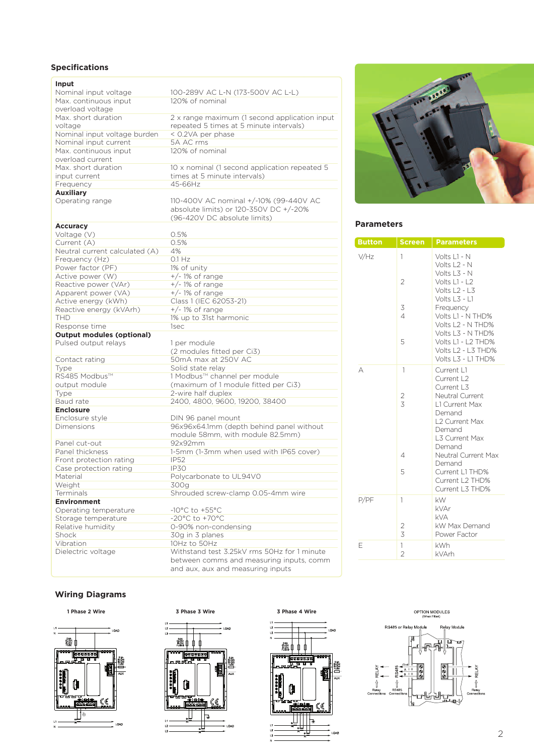## Specifications

| | |
|---|---|
| **Input** | |
| Nominal input voltage | 100-289V AC L-N (173-500V AC L-L) |
| Max. continuous input overload voltage | 120% of nominal |
| Max. short duration voltage | 2 x range maximum (1 second application input repeated 5 times at 5 minute intervals) |
| Nominal input voltage burden | < 0.2VA per phase |
| Nominal input current | 5A AC rms |
| Max. continuous input overload current | 120% of nominal |
| Max. short duration input current | 10 x nominal (1 second application repeated 5 times at 5 minute intervals) |
| Frequency | 45-66Hz |
| **Auxiliary** | |
| Operating range | 110-400V AC nominal +/-10% (99-440V AC absolute limits) or 120-350V DC +/-20% (96-420V DC absolute limits) |
| **Accuracy** | |
| Voltage (V) | 0.5% |
| Current (A) | 0.5% |
| Neutral current calculated (A) | 4% |
| Frequency (Hz) | 0.1 Hz |
| Power factor (PF) | 1% of unity |
| Active power (W) | +/- 1% of range |
| Reactive power (VAr) | +/- 1% of range |
| Apparent power (VA) | +/- 1% of range |
| Active energy (kWh) | Class 1 (IEC 62053-21) |
| Reactive energy (kVArh) | +/- 1% of range |
| THD | 1% up to 31st harmonic |
| Response time | 1sec |
| **Output modules (optional)** | |
| Pulsed output relays | 1 per module (2 modules fitted per Ci3) |
| Contact rating | 50mA max at 250V AC |
| Type | Solid state relay |
| RS485 Modbus™ output module | 1 Modbus™ channel per module (maximum of 1 module fitted per Ci3) |
| Type | 2-wire half duplex |
| Baud rate | 2400, 4800, 9600, 19200, 38400 |
| **Enclosure** | |
| Enclosure style | DIN 96 panel mount |
| Dimensions | 96x96x64.1mm (depth behind panel without module 58mm, with module 82.5mm) |
| Panel cut-out | 92x92mm |
| Panel thickness | 1-5mm (1-3mm when used with IP65 cover) |
| Front protection rating | IP52 |
| Case protection rating | IP30 |
| Material | Polycarbonate to UL94V0 |
| Weight | 300g |
| Terminals | Shrouded screw-clamp 0.05-4mm wire |
| **Environment** | |
| Operating temperature | -10°C to +55°C |
| Storage temperature | -20°C to +70°C |
| Relative humidity | 0-90% non-condensing |
| Shock | 30g in 3 planes |
| Vibration | 10Hz to 50Hz |
| Dielectric voltage | Withstand test 3.25kV rms 50Hz for 1 minute between comms and measuring inputs, comm and aux, aux and measuring inputs |

## Parameters

| Button | Screen | Parameters |
|---|---|---|
| V/Hz | 1 | Volts L1 - N<br>Volts L2 - N<br>Volts L3 - N |
| | 2 | Volts L1 - L2<br>Volts L2 - L3<br>Volts L3 - L1 |
| | 3 | Frequency |
| | 4 | Volts L1 - N THD%<br>Volts L2 - N THD%<br>Volts L3 - N THD% |
| | 5 | Volts L1 - L2 THD%<br>Volts L2 - L3 THD%<br>Volts L3 - L1 THD% |
| A | 1 | Current L1<br>Current L2<br>Current L3 |
| | 2 | Neutral Current |
| | 3 | L1 Current Max Demand<br>L2 Current Max Demand<br>L3 Current Max Demand |
| | 4 | Neutral Current Max Demand |
| | 5 | Current L1 THD%<br>Current L2 THD%<br>Current L3 THD% |
| P/PF | 1 | kW<br>kVAr<br>kVA |
| | 2 | kW Max Demand |
| | 3 | Power Factor |
| E | 1 | kWh |
| | 2 | kVArh |

## Wiring Diagrams

1 Phase 2 Wire

3 Phase 3 Wire

3 Phase 4 Wire

OPTION MODULES (When Fitted)

RS485 or Relay Module — Relay Module

Relay Connections — RS485 Connections — Relay Connections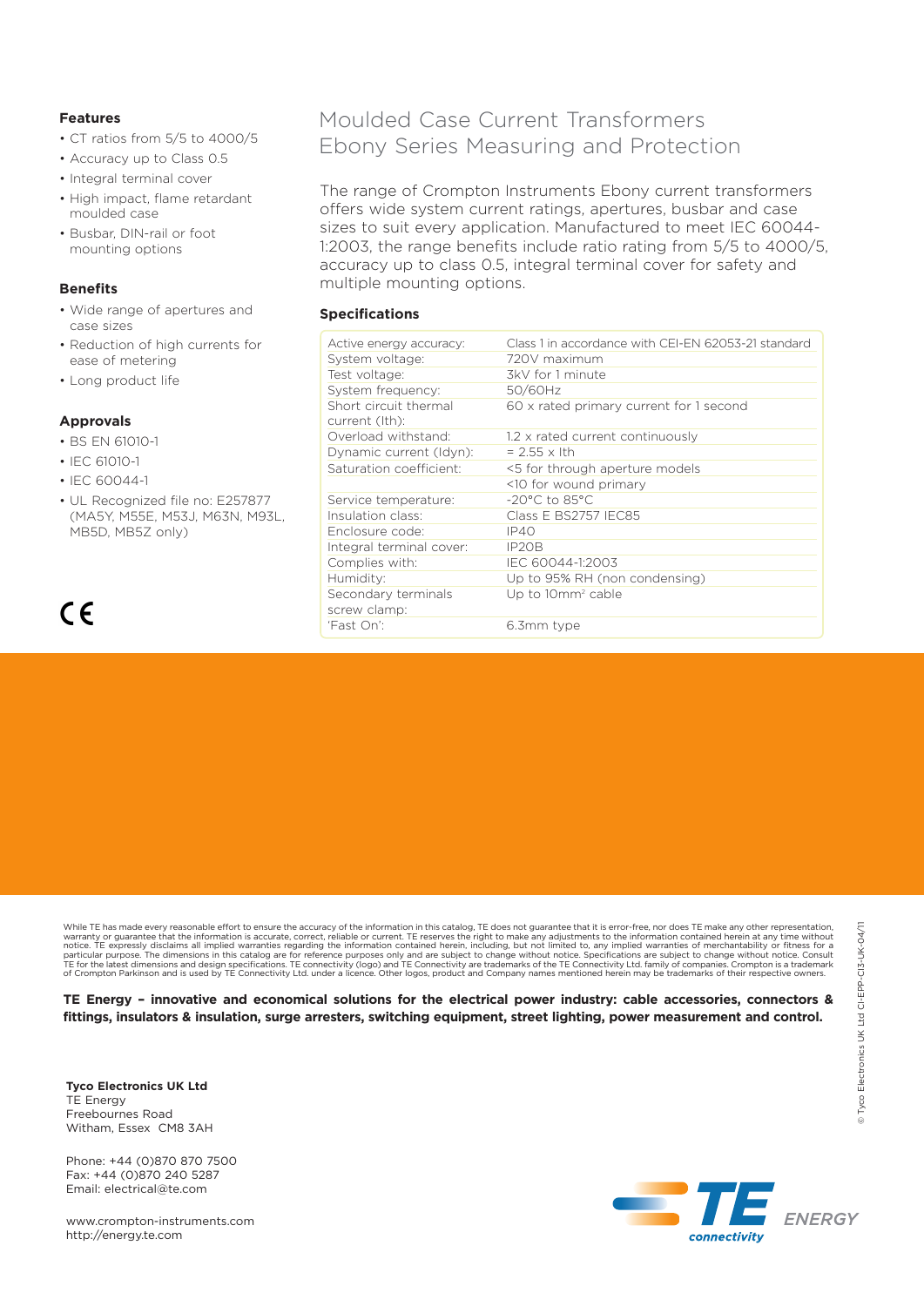# Moulded Case Current Transformers Ebony Series Measuring and Protection

The range of Crompton Instruments Ebony current transformers offers wide system current ratings, apertures, busbar and case sizes to suit every application. Manufactured to meet IEC 60044-1:2003, the range benefits include ratio rating from 5/5 to 4000/5, accuracy up to class 0.5, integral terminal cover for safety and multiple mounting options.

### Features

- CT ratios from 5/5 to 4000/5
- Accuracy up to Class 0.5
- Integral terminal cover
- High impact, flame retardant moulded case
- Busbar, DIN-rail or foot mounting options

### Benefits

- Wide range of apertures and case sizes
- Reduction of high currents for ease of metering
- Long product life

### Approvals

- BS EN 61010-1
- IEC 61010-1
- IEC 60044-1
- UL Recognized file no: E257877 (MA5Y, M55E, M53J, M63N, M93L, MB5D, MB5Z only)

CE

### Specifications

| | |
|---|---|
| Active energy accuracy: | Class 1 in accordance with CEI-EN 62053-21 standard |
| System voltage: | 720V maximum |
| Test voltage: | 3kV for 1 minute |
| System frequency: | 50/60Hz |
| Short circuit thermal current (Ith): | 60 x rated primary current for 1 second |
| Overload withstand: | 1.2 x rated current continuously |
| Dynamic current (Idyn): | = 2.55 x Ith |
| Saturation coefficient: | <5 for through aperture models<br><10 for wound primary |
| Service temperature: | -20°C to 85°C |
| Insulation class: | Class E BS2757 IEC85 |
| Enclosure code: | IP40 |
| Integral terminal cover: | IP20B |
| Complies with: | IEC 60044-1:2003 |
| Humidity: | Up to 95% RH (non condensing) |
| Secondary terminals screw clamp: | Up to 10mm² cable |
| 'Fast On': | 6.3mm type |

While TE has made every reasonable effort to ensure the accuracy of the information in this catalog, TE does not guarantee that it is error-free, nor does TE make any other representation, warranty or guarantee that the information is accurate, correct, reliable or current. TE reserves the right to make any adjustments to the information contained herein at any time without notice. TE expressly disclaims all implied warranties regarding the information contained herein, including, but not limited to, any implied warranties of merchantability or fitness for a particular purpose. The dimensions in this catalog are for reference purposes only and are subject to change without notice. Specifications are subject to change without notice. Consult TE for the latest dimensions and design specifications. TE connectivity (logo) and TE Connectivity are trademarks of the TE Connectivity Ltd. family of companies. Crompton is a trademark of Crompton Parkinson and is used by TE Connectivity Ltd. under a licence. Other logos, product and Company names mentioned herein may be trademarks of their respective owners.

**TE Energy – innovative and economical solutions for the electrical power industry: cable accessories, connectors & fittings, insulators & insulation, surge arresters, switching equipment, street lighting, power measurement and control.**

**Tyco Electronics UK Ltd**
TE Energy
Freebournes Road
Witham, Essex CM8 3AH

Phone: +44 (0)870 870 7500
Fax: +44 (0)870 240 5287
Email: electrical@te.com

www.crompton-instruments.com
http://energy.te.com

TE connectivity ENERGY

© Tyco Electronics UK Ltd CI-EPP-CI3-UK-04/11